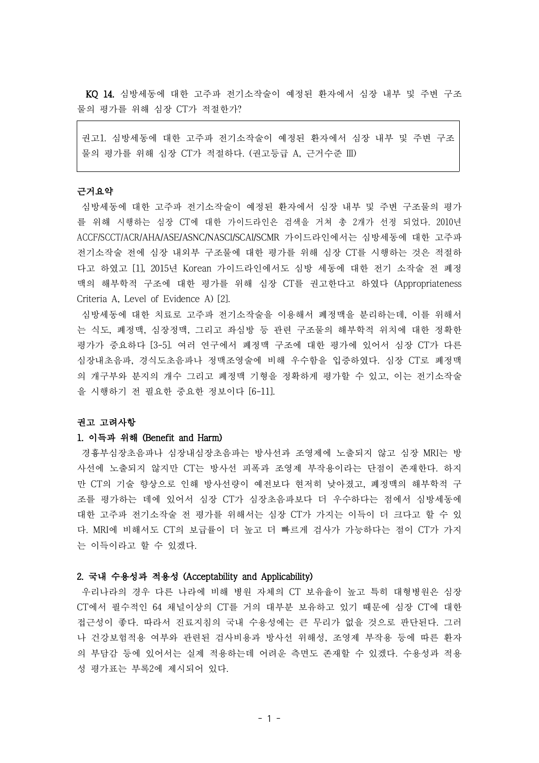**KQ 14.** 심방세동에 대한 고주파 전기소작술이 예정된 환자에서 심장 내부 및 주변 구조물의 평가를 위해 심장 CT가 적절한가?

> 권고1. 심방세동에 대한 고주파 전기소작술이 예정된 환자에서 심장 내부 및 주변 구조물의 평가를 위해 심장 CT가 적절하다. (권고등급 A, 근거수준 Ⅲ)

### 근거요약

심방세동에 대한 고주파 전기소작술이 예정된 환자에서 심장 내부 및 주변 구조물의 평가를 위해 시행하는 심장 CT에 대한 가이드라인은 검색을 거쳐 총 2개가 선정 되었다. 2010년 ACCF/SCCT/ACR/AHA/ASE/ASNC/NASCI/SCAI/SCMR 가이드라인에서는 심방세동에 대한 고주파 전기소작술 전에 심장 내외부 구조물에 대한 평가를 위해 심장 CT를 시행하는 것은 적절하다고 하였고 [1], 2015년 Korean 가이드라인에서도 심방 세동에 대한 전기 소작술 전 폐정맥의 해부학적 구조에 대한 평가를 위해 심장 CT를 권고한다고 하였다 (Appropriateness Criteria A, Level of Evidence A) [2].

심방세동에 대한 치료로 고주파 전기소작술을 이용해서 폐정맥을 분리하는데, 이를 위해서는 식도, 폐정맥, 심장정맥, 그리고 좌심방 등 관련 구조물의 해부학적 위치에 대한 정확한 평가가 중요하다 [3-5]. 여러 연구에서 폐정맥 구조에 대한 평가에 있어서 심장 CT가 다른 심장내초음파, 경식도초음파나 정맥조영술에 비해 우수함을 입증하였다. 심장 CT로 폐정맥의 개구부와 분지의 개수 그리고 폐정맥 기형을 정확하게 평가할 수 있고, 이는 전기소작술을 시행하기 전 필요한 중요한 정보이다 [6-11].

### 권고 고려사항

#### 1. 이득과 위해 (Benefit and Harm)

경흉부심장초음파나 심장내심장초음파는 방사선과 조영제에 노출되지 않고 심장 MRI는 방사선에 노출되지 않지만 CT는 방사선 피폭과 조영제 부작용이라는 단점이 존재한다. 하지만 CT의 기술 향상으로 인해 방사선량이 예전보다 현저히 낮아졌고, 폐정맥의 해부학적 구조를 평가하는 데에 있어서 심장 CT가 심장초음파보다 더 우수하다는 점에서 심방세동에 대한 고주파 전기소작술 전 평가를 위해서는 심장 CT가 가지는 이득이 더 크다고 할 수 있다. MRI에 비해서도 CT의 보급률이 더 높고 더 빠르게 검사가 가능하다는 점이 CT가 가지는 이득이라고 할 수 있겠다.

#### 2. 국내 수용성과 적용성 (Acceptability and Applicability)

우리나라의 경우 다른 나라에 비해 병원 자체의 CT 보유율이 높고 특히 대형병원은 심장 CT에서 필수적인 64 채널이상의 CT를 거의 대부분 보유하고 있기 때문에 심장 CT에 대한 접근성이 좋다. 따라서 진료지침의 국내 수용성에는 큰 무리가 없을 것으로 판단된다. 그러나 건강보험적용 여부와 관련된 검사비용과 방사선 위해성, 조영제 부작용 등에 따른 환자의 부담감 등에 있어서는 실제 적용하는데 어려운 측면도 존재할 수 있겠다. 수용성과 적용성 평가표는 부록2에 제시되어 있다.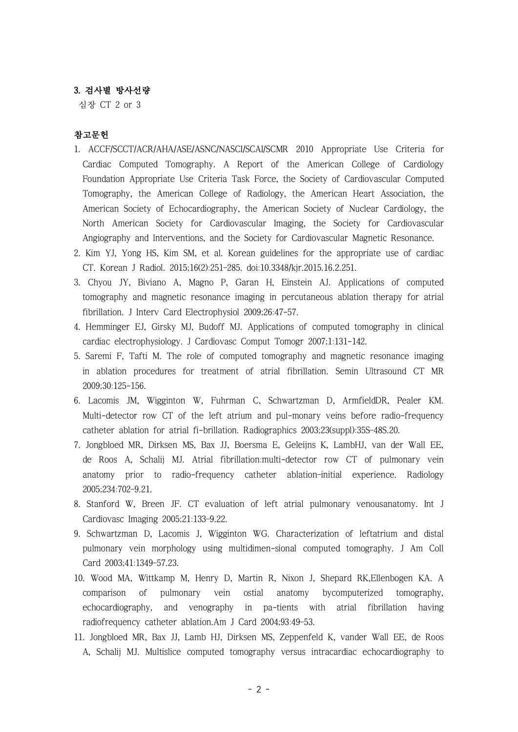### 3. 검사별 방사선량

심장 CT 2 or 3

### 참고문헌

1. ACCF/SCCT/ACR/AHA/ASE/ASNC/NASCI/SCAI/SCMR 2010 Appropriate Use Criteria for Cardiac Computed Tomography. A Report of the American College of Cardiology Foundation Appropriate Use Criteria Task Force, the Society of Cardiovascular Computed Tomography, the American College of Radiology, the American Heart Association, the American Society of Echocardiography, the American Society of Nuclear Cardiology, the North American Society for Cardiovascular Imaging, the Society for Cardiovascular Angiography and Interventions, and the Society for Cardiovascular Magnetic Resonance.
2. Kim YJ, Yong HS, Kim SM, et al. Korean guidelines for the appropriate use of cardiac CT. Korean J Radiol. 2015;16(2):251-285. doi:10.3348/kjr.2015.16.2.251.
3. Chyou JY, Biviano A, Magno P, Garan H, Einstein AJ. Applications of computed tomography and magnetic resonance imaging in percutaneous ablation therapy for atrial fibrillation. J Interv Card Electrophysiol 2009;26:47-57.
4. Hemminger EJ, Girsky MJ, Budoff MJ. Applications of computed tomography in clinical cardiac electrophysiology. J Cardiovasc Comput Tomogr 2007;1:131-142.
5. Saremi F, Tafti M. The role of computed tomography and magnetic resonance imaging in ablation procedures for treatment of atrial fibrillation. Semin Ultrasound CT MR 2009;30:125-156.
6. Lacomis JM, Wigginton W, Fuhrman C, Schwartzman D, ArmfieldDR, Pealer KM. Multi-detector row CT of the left atrium and pul-monary veins before radio-frequency catheter ablation for atrial fi-brillation. Radiographics 2003;23(suppl):35S-48S.20.
7. Jongbloed MR, Dirksen MS, Bax JJ, Boersma E, Geleijns K, LambHJ, van der Wall EE, de Roos A, Schalij MJ. Atrial fibrillation:multi-detector row CT of pulmonary vein anatomy prior to radio-frequency catheter ablation-initial experience. Radiology 2005;234:702-9.21.
8. Stanford W, Breen JF. CT evaluation of left atrial pulmonary venousanatomy. Int J Cardiovasc Imaging 2005;21:133-9.22.
9. Schwartzman D, Lacomis J, Wigginton WG. Characterization of leftatrium and distal pulmonary vein morphology using multidimen-sional computed tomography. J Am Coll Card 2003;41:1349-57.23.
10. Wood MA, Wittkamp M, Henry D, Martin R, Nixon J, Shepard RK,Ellenbogen KA. A comparison of pulmonary vein ostial anatomy bycomputerized tomography, echocardiography, and venography in pa-tients with atrial fibrillation having radiofrequency catheter ablation.Am J Card 2004;93:49-53.
11. Jongbloed MR, Bax JJ, Lamb HJ, Dirksen MS, Zeppenfeld K, vander Wall EE, de Roos A, Schalij MJ. Multislice computed tomography versus intracardiac echocardiography to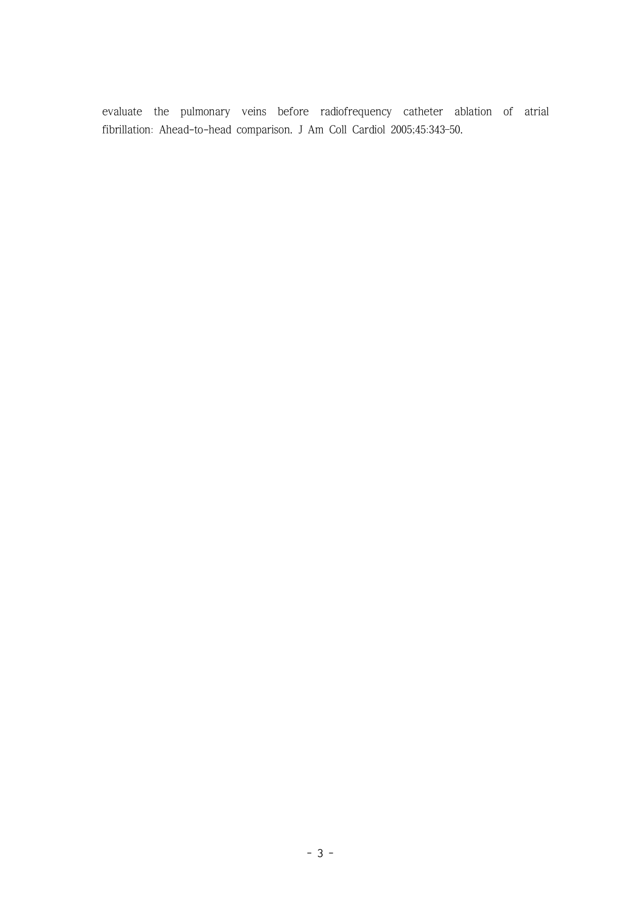evaluate the pulmonary veins before radiofrequency catheter ablation of atrial fibrillation: Ahead-to-head comparison. J Am Coll Cardiol 2005;45:343-50.